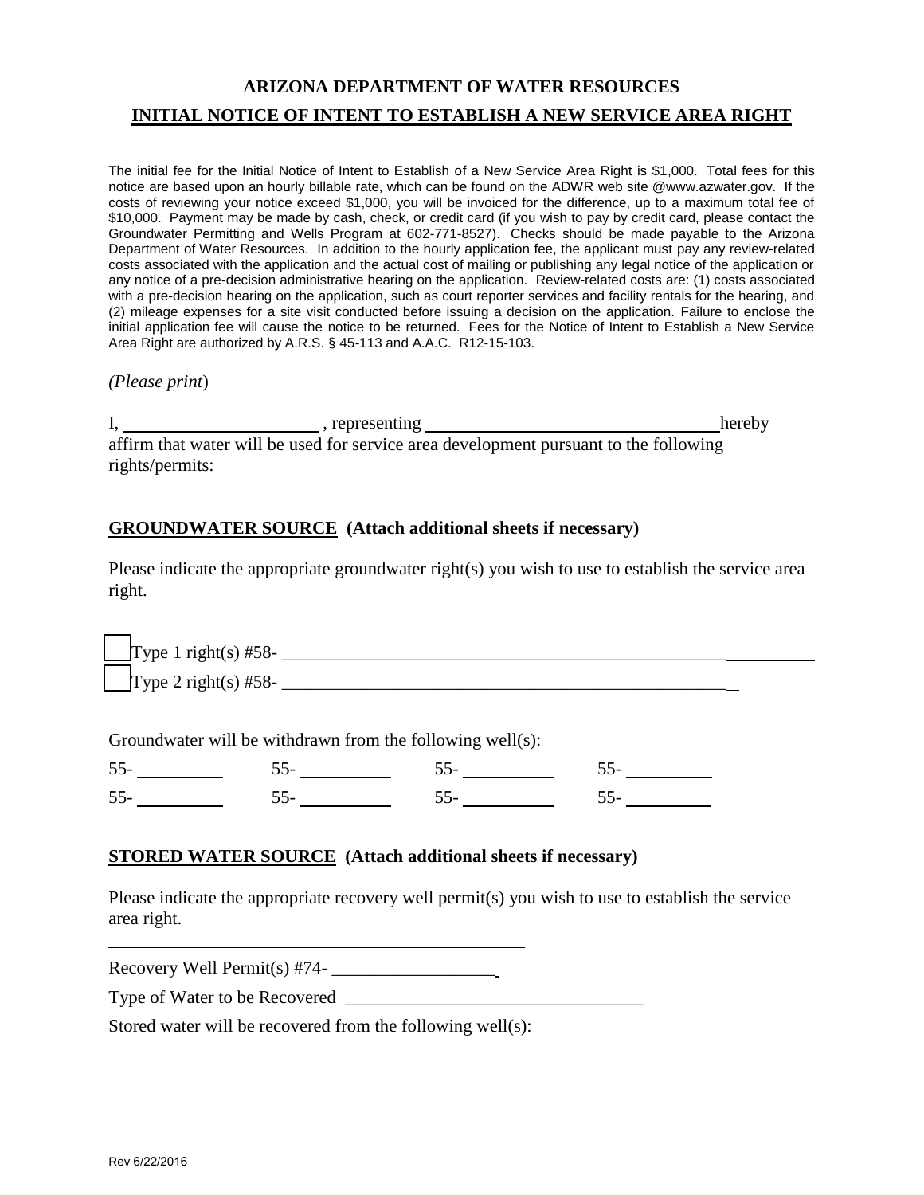# ARIZONA DEPARTMENT OF WATER RESOURCES

## INITIAL NOTICE OF INTENT TO ESTABLISH A NEW SERVICE AREA RIGHT

The initial fee for the Initial Notice of Intent to Establish of a New Service Area Right is $1,000. Total fees for this notice are based upon an hourly billable rate, which can be found on the ADWR web site @www.azwater.gov. If the costs of reviewing your notice exceed $1,000, you will be invoiced for the difference, up to a maximum total fee of $10,000. Payment may be made by cash, check, or credit card (if you wish to pay by credit card, please contact the Groundwater Permitting and Wells Program at 602-771-8527). Checks should be made payable to the Arizona Department of Water Resources. In addition to the hourly application fee, the applicant must pay any review-related costs associated with the application and the actual cost of mailing or publishing any legal notice of the application or any notice of a pre-decision administrative hearing on the application. Review-related costs are: (1) costs associated with a pre-decision hearing on the application, such as court reporter services and facility rentals for the hearing, and (2) mileage expenses for a site visit conducted before issuing a decision on the application. Failure to enclose the initial application fee will cause the notice to be returned. Fees for the Notice of Intent to Establish a New Service Area Right are authorized by A.R.S. § 45-113 and A.A.C. R12-15-103.

*(Please print)*

I, ____________________ , representing ______________________________ hereby affirm that water will be used for service area development pursuant to the following rights/permits:

**GROUNDWATER SOURCE (Attach additional sheets if necessary)**

Please indicate the appropriate groundwater right(s) you wish to use to establish the service area right.

☐ Type 1 right(s) #58- ____________________________________________________

☐ Type 2 right(s) #58- __________________________________________________

Groundwater will be withdrawn from the following well(s):

55- __________ 55- __________ 55- __________ 55- __________

55- __________ 55- __________ 55- __________ 55- __________

**STORED WATER SOURCE (Attach additional sheets if necessary)**

Please indicate the appropriate recovery well permit(s) you wish to use to establish the service area right.

Recovery Well Permit(s) #74- __________________

Type of Water to be Recovered ________________________________

Stored water will be recovered from the following well(s):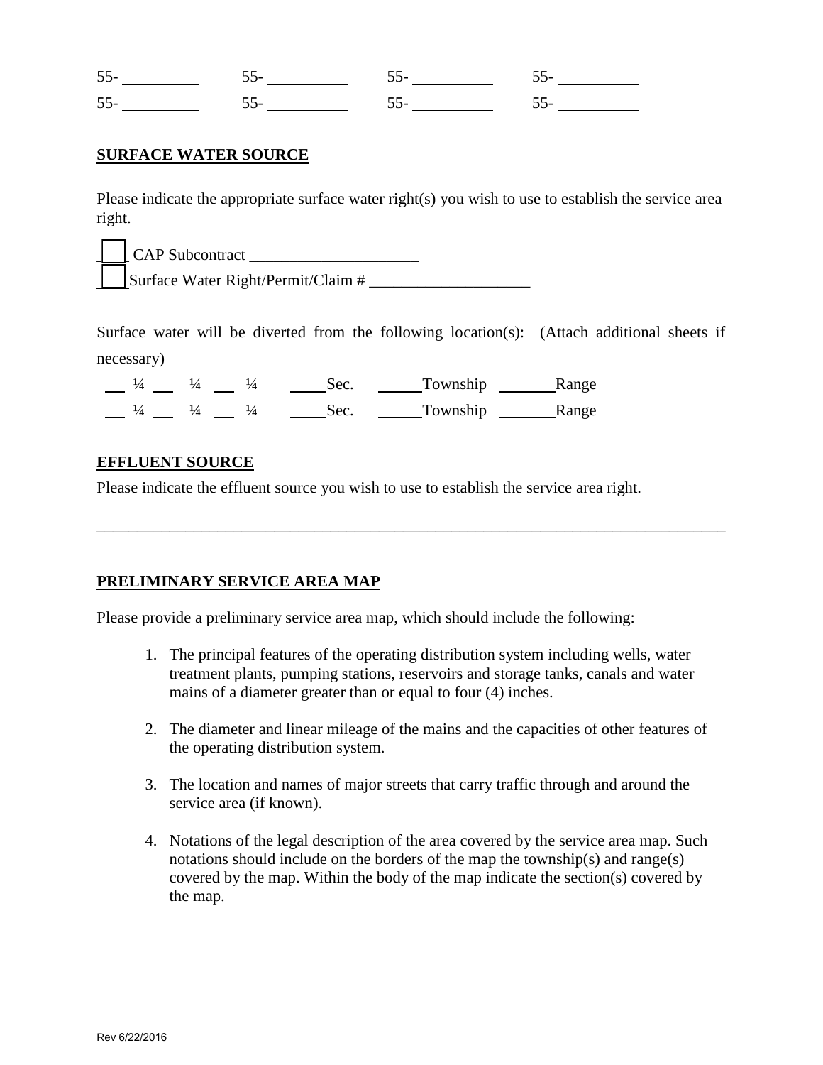55- __________ 55- __________ 55- __________ 55- __________

55- __________ 55- __________ 55- __________ 55- __________

**SURFACE WATER SOURCE**

Please indicate the appropriate surface water right(s) you wish to use to establish the service area right.

☐ CAP Subcontract ______________________

☐ Surface Water Right/Permit/Claim # ____________________

Surface water will be diverted from the following location(s): (Attach additional sheets if necessary)

___ ¼ ___ ¼ ___ ¼ _____Sec. ______Township _______Range

___ ¼ ___ ¼ ___ ¼ _____Sec. ______Township _______Range

**EFFLUENT SOURCE**

Please indicate the effluent source you wish to use to establish the service area right.

________________________________________________________________________________

**PRELIMINARY SERVICE AREA MAP**

Please provide a preliminary service area map, which should include the following:

1. The principal features of the operating distribution system including wells, water treatment plants, pumping stations, reservoirs and storage tanks, canals and water mains of a diameter greater than or equal to four (4) inches.

2. The diameter and linear mileage of the mains and the capacities of other features of the operating distribution system.

3. The location and names of major streets that carry traffic through and around the service area (if known).

4. Notations of the legal description of the area covered by the service area map. Such notations should include on the borders of the map the township(s) and range(s) covered by the map. Within the body of the map indicate the section(s) covered by the map.

Rev 6/22/2016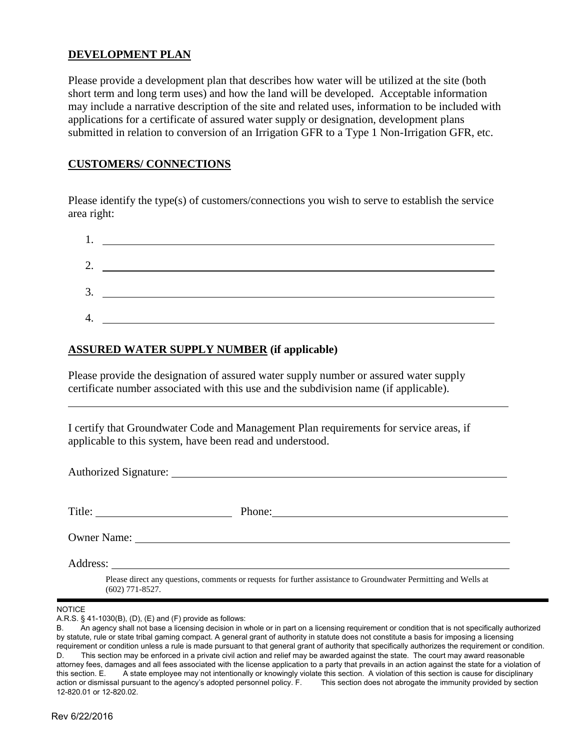**DEVELOPMENT PLAN**

Please provide a development plan that describes how water will be utilized at the site (both short term and long term uses) and how the land will be developed. Acceptable information may include a narrative description of the site and related uses, information to be included with applications for a certificate of assured water supply or designation, development plans submitted in relation to conversion of an Irrigation GFR to a Type 1 Non-Irrigation GFR, etc.

**CUSTOMERS/ CONNECTIONS**

Please identify the type(s) of customers/connections you wish to serve to establish the service area right:

1. ______________________________________________

2. ______________________________________________

3. ______________________________________________

4. ______________________________________________

**ASSURED WATER SUPPLY NUMBER (if applicable)**

Please provide the designation of assured water supply number or assured water supply certificate number associated with this use and the subdivision name (if applicable).

______________________________________________

I certify that Groundwater Code and Management Plan requirements for service areas, if applicable to this system, have been read and understood.

Authorized Signature: ______________________________________________

Title: ____________________ Phone: ______________________________

Owner Name: ______________________________________________

Address: ______________________________________________

Please direct any questions, comments or requests for further assistance to Groundwater Permitting and Wells at (602) 771-8527.

NOTICE

A.R.S. § 41-1030(B), (D), (E) and (F) provide as follows:

B. An agency shall not base a licensing decision in whole or in part on a licensing requirement or condition that is not specifically authorized by statute, rule or state tribal gaming compact. A general grant of authority in statute does not constitute a basis for imposing a licensing requirement or condition unless a rule is made pursuant to that general grant of authority that specifically authorizes the requirement or condition.
D. This section may be enforced in a private civil action and relief may be awarded against the state. The court may award reasonable attorney fees, damages and all fees associated with the license application to a party that prevails in an action against the state for a violation of this section. E. A state employee may not intentionally or knowingly violate this section. A violation of this section is cause for disciplinary action or dismissal pursuant to the agency's adopted personnel policy. F. This section does not abrogate the immunity provided by section 12-820.01 or 12-820.02.

Rev 6/22/2016